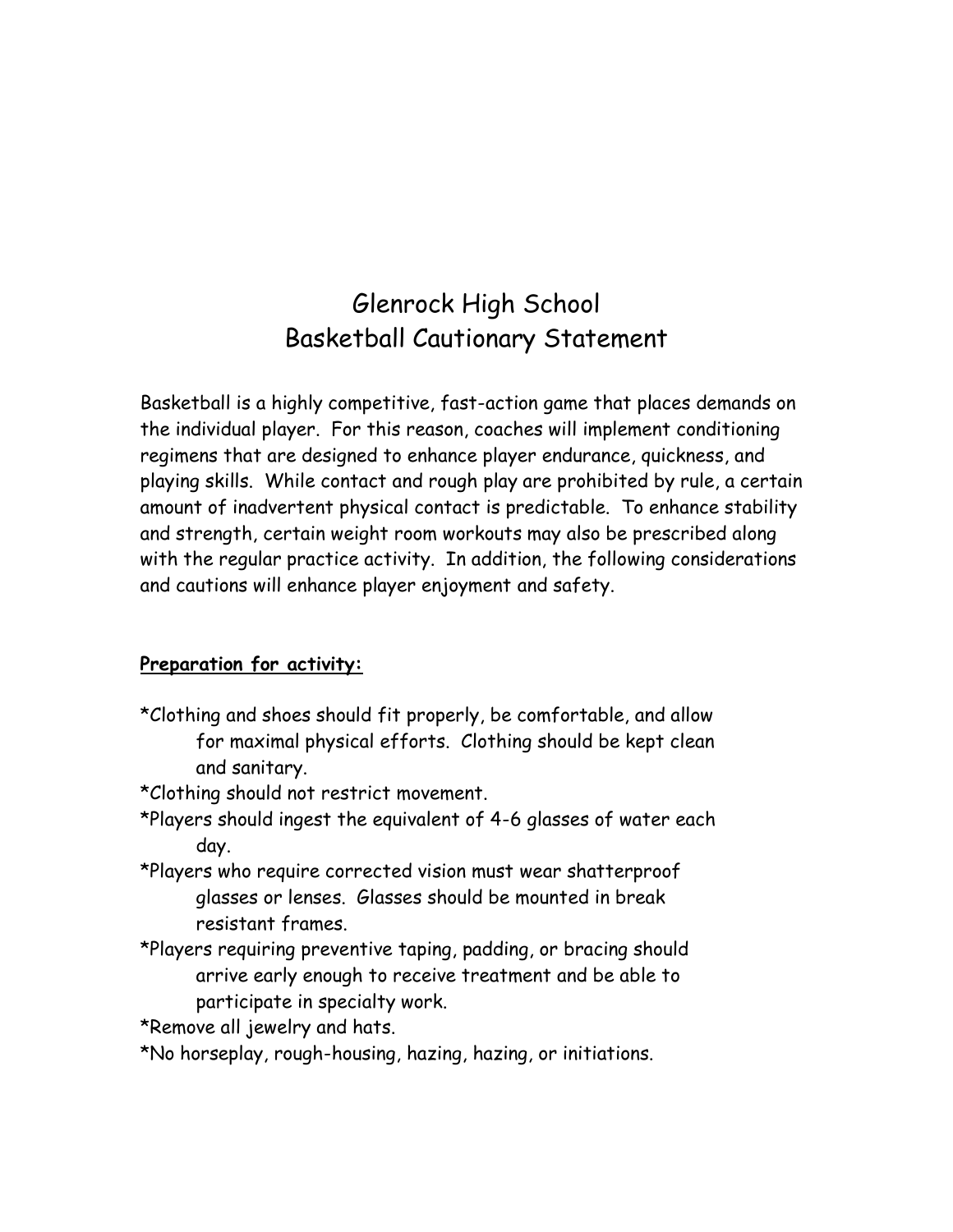# Glenrock High School
# Basketball Cautionary Statement

Basketball is a highly competitive, fast-action game that places demands on the individual player. For this reason, coaches will implement conditioning regimens that are designed to enhance player endurance, quickness, and playing skills. While contact and rough play are prohibited by rule, a certain amount of inadvertent physical contact is predictable. To enhance stability and strength, certain weight room workouts may also be prescribed along with the regular practice activity. In addition, the following considerations and cautions will enhance player enjoyment and safety.

**Preparation for activity:**

*Clothing and shoes should fit properly, be comfortable, and allow for maximal physical efforts. Clothing should be kept clean and sanitary.

*Clothing should not restrict movement.

*Players should ingest the equivalent of 4-6 glasses of water each day.

*Players who require corrected vision must wear shatterproof glasses or lenses. Glasses should be mounted in break resistant frames.

*Players requiring preventive taping, padding, or bracing should arrive early enough to receive treatment and be able to participate in specialty work.

*Remove all jewelry and hats.

*No horseplay, rough-housing, hazing, hazing, or initiations.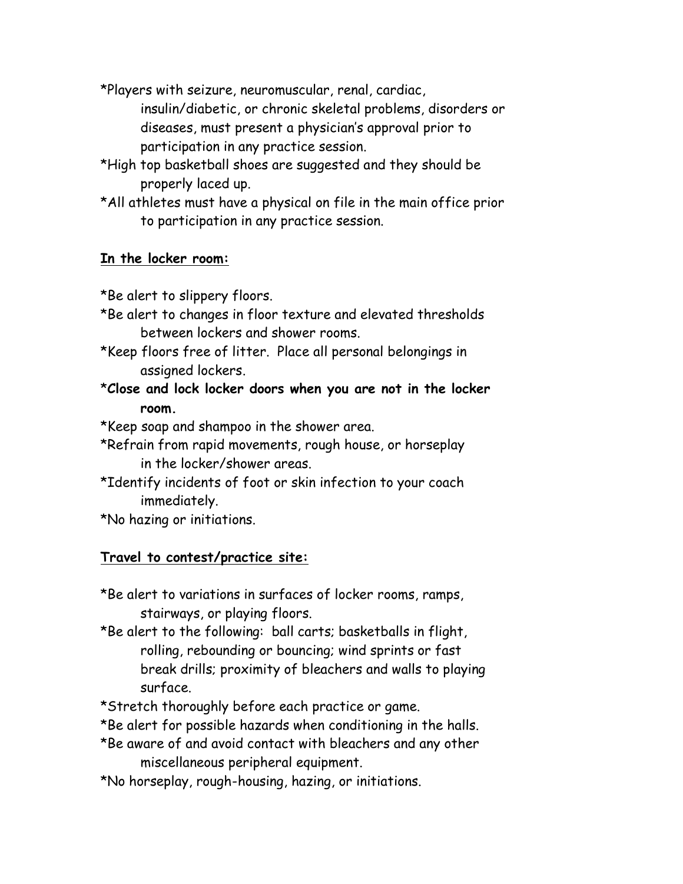*Players with seizure, neuromuscular, renal, cardiac, insulin/diabetic, or chronic skeletal problems, disorders or diseases, must present a physician's approval prior to participation in any practice session.

*High top basketball shoes are suggested and they should be properly laced up.

*All athletes must have a physical on file in the main office prior to participation in any practice session.

**<u>In the locker room:</u>**

*Be alert to slippery floors.

*Be alert to changes in floor texture and elevated thresholds between lockers and shower rooms.

*Keep floors free of litter. Place all personal belongings in assigned lockers.

***Close and lock locker doors when you are not in the locker room.**

*Keep soap and shampoo in the shower area.

*Refrain from rapid movements, rough house, or horseplay in the locker/shower areas.

*Identify incidents of foot or skin infection to your coach immediately.

*No hazing or initiations.

**<u>Travel to contest/practice site:</u>**

*Be alert to variations in surfaces of locker rooms, ramps, stairways, or playing floors.

*Be alert to the following: ball carts; basketballs in flight, rolling, rebounding or bouncing; wind sprints or fast break drills; proximity of bleachers and walls to playing surface.

*Stretch thoroughly before each practice or game.

*Be alert for possible hazards when conditioning in the halls.

*Be aware of and avoid contact with bleachers and any other miscellaneous peripheral equipment.

*No horseplay, rough-housing, hazing, or initiations.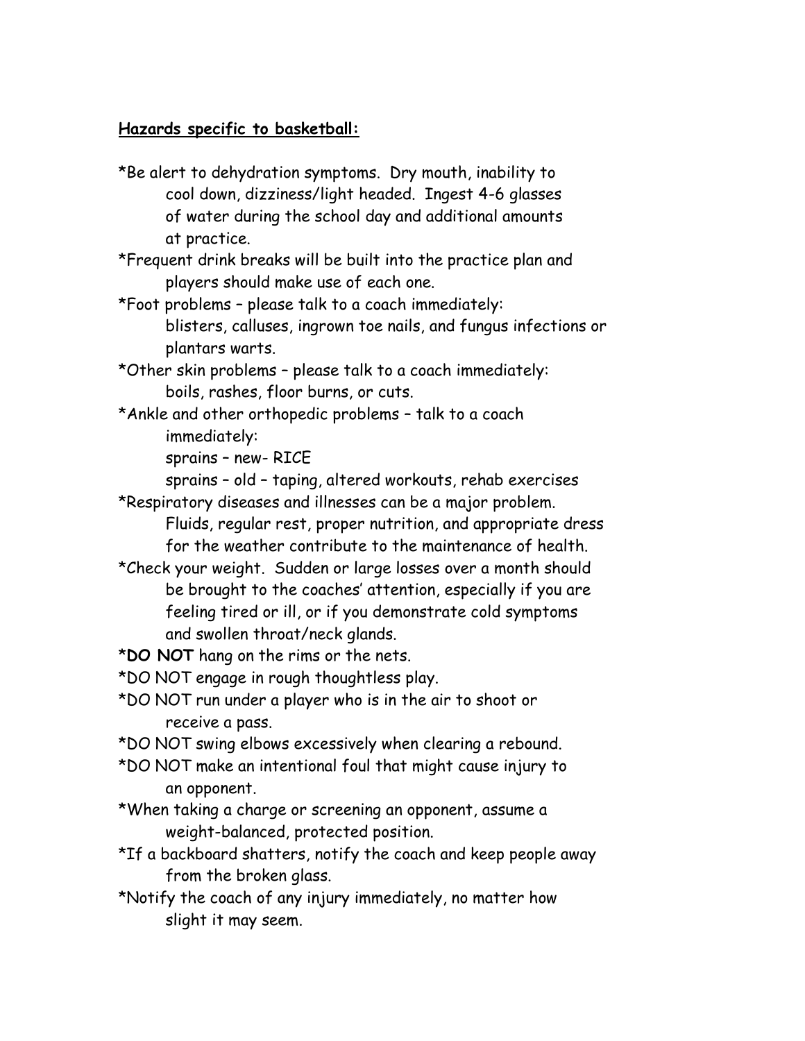**Hazards specific to basketball:**

*Be alert to dehydration symptoms. Dry mouth, inability to cool down, dizziness/light headed. Ingest 4-6 glasses of water during the school day and additional amounts at practice.

*Frequent drink breaks will be built into the practice plan and players should make use of each one.

*Foot problems – please talk to a coach immediately:
blisters, calluses, ingrown toe nails, and fungus infections or plantars warts.

*Other skin problems – please talk to a coach immediately:
boils, rashes, floor burns, or cuts.

*Ankle and other orthopedic problems – talk to a coach immediately:
sprains – new- RICE
sprains – old – taping, altered workouts, rehab exercises

*Respiratory diseases and illnesses can be a major problem. Fluids, regular rest, proper nutrition, and appropriate dress for the weather contribute to the maintenance of health.

*Check your weight. Sudden or large losses over a month should be brought to the coaches' attention, especially if you are feeling tired or ill, or if you demonstrate cold symptoms and swollen throat/neck glands.

***DO NOT** hang on the rims or the nets.

*DO NOT engage in rough thoughtless play.

*DO NOT run under a player who is in the air to shoot or receive a pass.

*DO NOT swing elbows excessively when clearing a rebound.

*DO NOT make an intentional foul that might cause injury to an opponent.

*When taking a charge or screening an opponent, assume a weight-balanced, protected position.

*If a backboard shatters, notify the coach and keep people away from the broken glass.

*Notify the coach of any injury immediately, no matter how slight it may seem.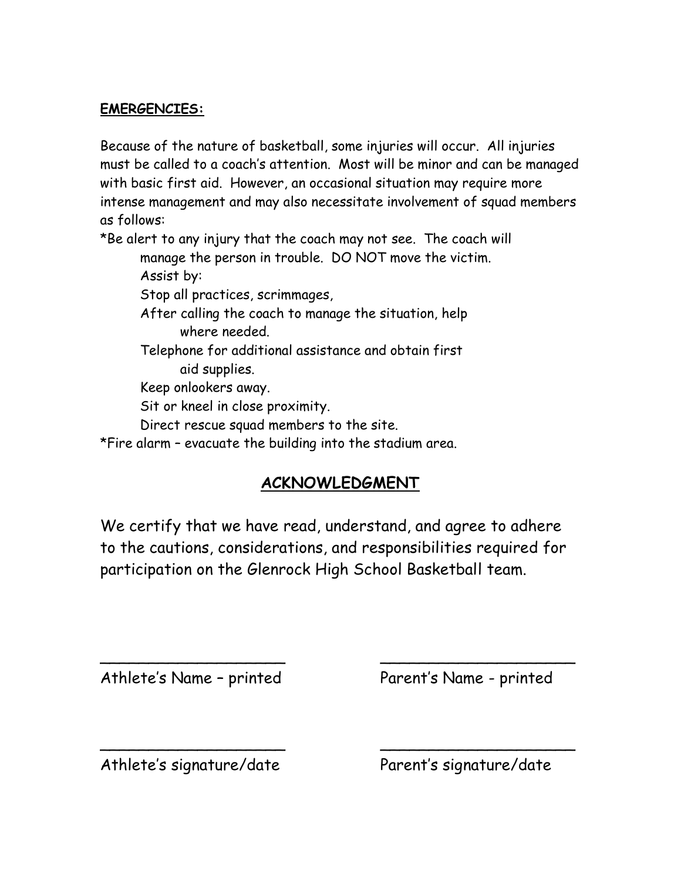**EMERGENCIES:**

Because of the nature of basketball, some injuries will occur. All injuries must be called to a coach's attention. Most will be minor and can be managed with basic first aid. However, an occasional situation may require more intense management and may also necessitate involvement of squad members as follows:

*Be alert to any injury that the coach may not see. The coach will manage the person in trouble. DO NOT move the victim.

Assist by:

Stop all practices, scrimmages,

After calling the coach to manage the situation, help where needed.

Telephone for additional assistance and obtain first aid supplies.

Keep onlookers away.

Sit or kneel in close proximity.

Direct rescue squad members to the site.

*Fire alarm – evacuate the building into the stadium area.

## ACKNOWLEDGMENT

We certify that we have read, understand, and agree to adhere to the cautions, considerations, and responsibilities required for participation on the Glenrock High School Basketball team.

____________________ ____________________

Athlete's Name – printed Parent's Name - printed

____________________ ____________________

Athlete's signature/date Parent's signature/date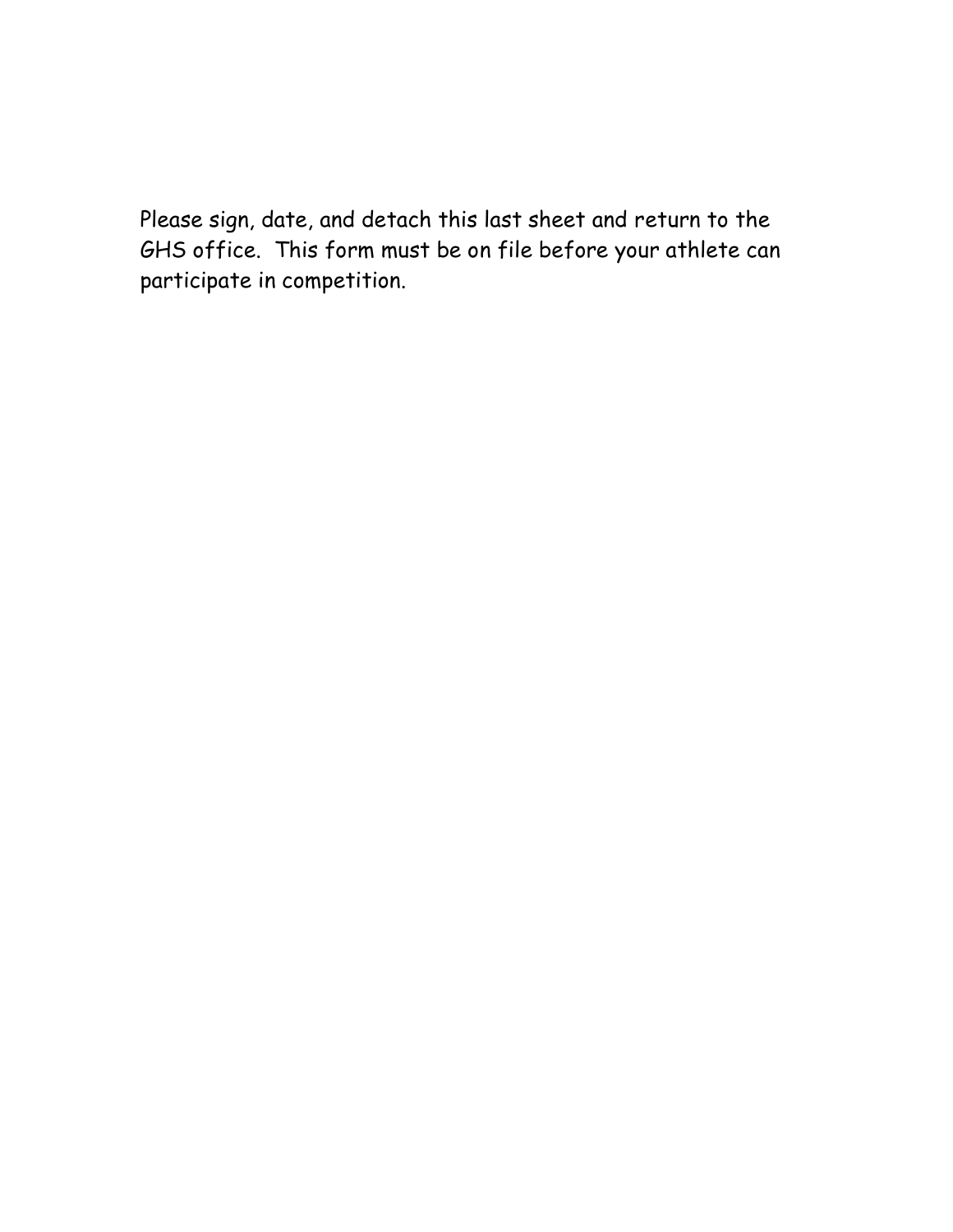Please sign, date, and detach this last sheet and return to the GHS office. This form must be on file before your athlete can participate in competition.